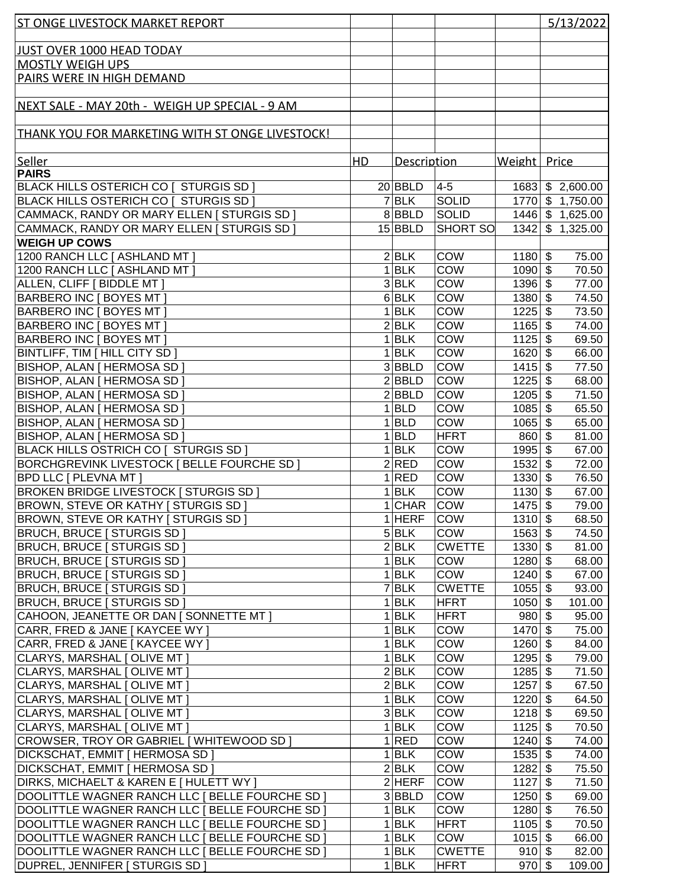ST ONGE LIVESTOCK MARKET REPORT 5/13/2022

JUST OVER 1000 HEAD TODAY

MOSTLY WEIGH UPS

PAIRS WERE IN HIGH DEMAND

NEXT SALE - MAY 20th - WEIGH UP SPECIAL - 9 AM

THANK YOU FOR MARKETING WITH ST ONGE LIVESTOCK!

| Seller | HD | Description | | Weight | Price |
|---|---|---|---|---|---|
| **PAIRS** | | | | | |
| BLACK HILLS OSTERICH CO [ STURGIS SD ] | 20 | BBLD | 4-5 | 1683 | $ 2,600.00 |
| BLACK HILLS OSTERICH CO [ STURGIS SD ] | 7 | BLK | SOLID | 1770 | $ 1,750.00 |
| CAMMACK, RANDY OR MARY ELLEN [ STURGIS SD ] | 8 | BBLD | SOLID | 1446 | $ 1,625.00 |
| CAMMACK, RANDY OR MARY ELLEN [ STURGIS SD ] | 15 | BBLD | SHORT SO | 1342 | $ 1,325.00 |
| **WEIGH UP COWS** | | | | | |
| 1200 RANCH LLC [ ASHLAND MT ] | 2 | BLK | COW | 1180 | $ 75.00 |
| 1200 RANCH LLC [ ASHLAND MT ] | 1 | BLK | COW | 1090 | $ 70.50 |
| ALLEN, CLIFF [ BIDDLE MT ] | 3 | BLK | COW | 1396 | $ 77.00 |
| BARBERO INC [ BOYES MT ] | 6 | BLK | COW | 1380 | $ 74.50 |
| BARBERO INC [ BOYES MT ] | 1 | BLK | COW | 1225 | $ 73.50 |
| BARBERO INC [ BOYES MT ] | 2 | BLK | COW | 1165 | $ 74.00 |
| BARBERO INC [ BOYES MT ] | 1 | BLK | COW | 1125 | $ 69.50 |
| BINTLIFF, TIM [ HILL CITY SD ] | 1 | BLK | COW | 1620 | $ 66.00 |
| BISHOP, ALAN [ HERMOSA SD ] | 3 | BBLD | COW | 1415 | $ 77.50 |
| BISHOP, ALAN [ HERMOSA SD ] | 2 | BBLD | COW | 1225 | $ 68.00 |
| BISHOP, ALAN [ HERMOSA SD ] | 2 | BBLD | COW | 1205 | $ 71.50 |
| BISHOP, ALAN [ HERMOSA SD ] | 1 | BLD | COW | 1085 | $ 65.50 |
| BISHOP, ALAN [ HERMOSA SD ] | 1 | BLD | COW | 1065 | $ 65.00 |
| BISHOP, ALAN [ HERMOSA SD ] | 1 | BLD | HFRT | 860 | $ 81.00 |
| BLACK HILLS OSTRICH CO [ STURGIS SD ] | 1 | BLK | COW | 1995 | $ 67.00 |
| BORCHGREVINK LIVESTOCK [ BELLE FOURCHE SD ] | 2 | RED | COW | 1532 | $ 72.00 |
| BPD LLC [ PLEVNA MT ] | 1 | RED | COW | 1330 | $ 76.50 |
| BROKEN BRIDGE LIVESTOCK [ STURGIS SD ] | 1 | BLK | COW | 1130 | $ 67.00 |
| BROWN, STEVE OR KATHY [ STURGIS SD ] | 1 | CHAR | COW | 1475 | $ 79.00 |
| BROWN, STEVE OR KATHY [ STURGIS SD ] | 1 | HERF | COW | 1310 | $ 68.50 |
| BRUCH, BRUCE [ STURGIS SD ] | 5 | BLK | COW | 1563 | $ 74.50 |
| BRUCH, BRUCE [ STURGIS SD ] | 2 | BLK | CWETTE | 1330 | $ 81.00 |
| BRUCH, BRUCE [ STURGIS SD ] | 1 | BLK | COW | 1280 | $ 68.00 |
| BRUCH, BRUCE [ STURGIS SD ] | 1 | BLK | COW | 1240 | $ 67.00 |
| BRUCH, BRUCE [ STURGIS SD ] | 7 | BLK | CWETTE | 1055 | $ 93.00 |
| BRUCH, BRUCE [ STURGIS SD ] | 1 | BLK | HFRT | 1050 | $ 101.00 |
| CAHOON, JEANETTE OR DAN [ SONNETTE MT ] | 1 | BLK | HFRT | 980 | $ 95.00 |
| CARR, FRED & JANE [ KAYCEE WY ] | 1 | BLK | COW | 1470 | $ 75.00 |
| CARR, FRED & JANE [ KAYCEE WY ] | 1 | BLK | COW | 1260 | $ 84.00 |
| CLARYS, MARSHAL [ OLIVE MT ] | 1 | BLK | COW | 1295 | $ 79.00 |
| CLARYS, MARSHAL [ OLIVE MT ] | 2 | BLK | COW | 1285 | $ 71.50 |
| CLARYS, MARSHAL [ OLIVE MT ] | 2 | BLK | COW | 1257 | $ 67.50 |
| CLARYS, MARSHAL [ OLIVE MT ] | 1 | BLK | COW | 1220 | $ 64.50 |
| CLARYS, MARSHAL [ OLIVE MT ] | 3 | BLK | COW | 1218 | $ 69.50 |
| CLARYS, MARSHAL [ OLIVE MT ] | 1 | BLK | COW | 1125 | $ 70.50 |
| CROWSER, TROY OR GABRIEL [ WHITEWOOD SD ] | 1 | RED | COW | 1240 | $ 74.00 |
| DICKSCHAT, EMMIT [ HERMOSA SD ] | 1 | BLK | COW | 1535 | $ 74.00 |
| DICKSCHAT, EMMIT [ HERMOSA SD ] | 2 | BLK | COW | 1282 | $ 75.50 |
| DIRKS, MICHAELT & KAREN E [ HULETT WY ] | 2 | HERF | COW | 1127 | $ 71.50 |
| DOOLITTLE WAGNER RANCH LLC [ BELLE FOURCHE SD ] | 3 | BBLD | COW | 1250 | $ 69.00 |
| DOOLITTLE WAGNER RANCH LLC [ BELLE FOURCHE SD ] | 1 | BLK | COW | 1280 | $ 76.50 |
| DOOLITTLE WAGNER RANCH LLC [ BELLE FOURCHE SD ] | 1 | BLK | HFRT | 1105 | $ 70.50 |
| DOOLITTLE WAGNER RANCH LLC [ BELLE FOURCHE SD ] | 1 | BLK | COW | 1015 | $ 66.00 |
| DOOLITTLE WAGNER RANCH LLC [ BELLE FOURCHE SD ] | 1 | BLK | CWETTE | 910 | $ 82.00 |
| DUPREL, JENNIFER [ STURGIS SD ] | 1 | BLK | HFRT | 970 | $ 109.00 |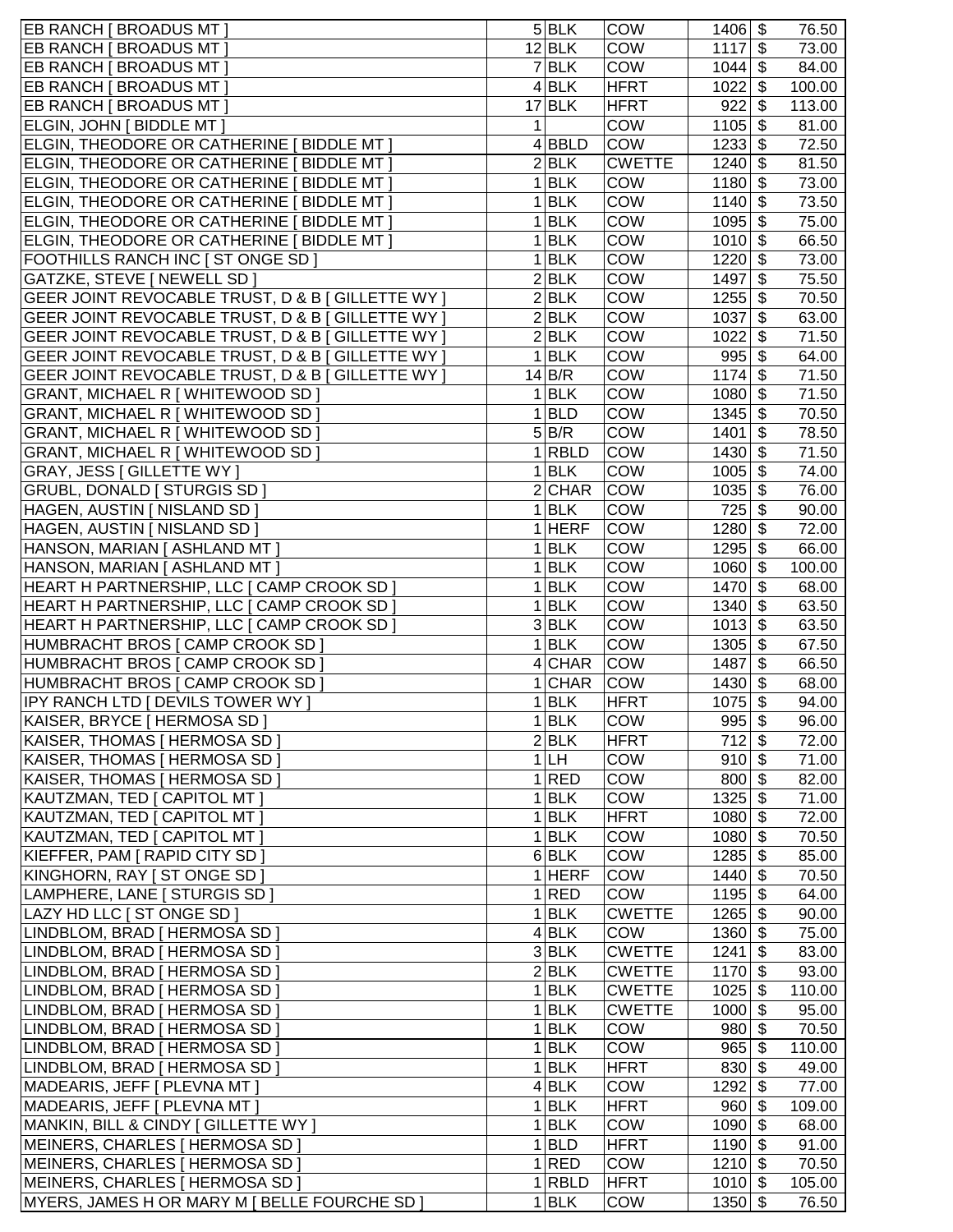| | | | | | |
|---|---|---|---|---|---|
| EB RANCH [ BROADUS MT ] | 5 | BLK | COW | 1406 | $ 76.50 |
| EB RANCH [ BROADUS MT ] | 12 | BLK | COW | 1117 | $ 73.00 |
| EB RANCH [ BROADUS MT ] | 7 | BLK | COW | 1044 | $ 84.00 |
| EB RANCH [ BROADUS MT ] | 4 | BLK | HFRT | 1022 | $ 100.00 |
| EB RANCH [ BROADUS MT ] | 17 | BLK | HFRT | 922 | $ 113.00 |
| ELGIN, JOHN [ BIDDLE MT ] | 1 | | COW | 1105 | $ 81.00 |
| ELGIN, THEODORE OR CATHERINE [ BIDDLE MT ] | 4 | BBLD | COW | 1233 | $ 72.50 |
| ELGIN, THEODORE OR CATHERINE [ BIDDLE MT ] | 2 | BLK | CWETTE | 1240 | $ 81.50 |
| ELGIN, THEODORE OR CATHERINE [ BIDDLE MT ] | 1 | BLK | COW | 1180 | $ 73.00 |
| ELGIN, THEODORE OR CATHERINE [ BIDDLE MT ] | 1 | BLK | COW | 1140 | $ 73.50 |
| ELGIN, THEODORE OR CATHERINE [ BIDDLE MT ] | 1 | BLK | COW | 1095 | $ 75.00 |
| ELGIN, THEODORE OR CATHERINE [ BIDDLE MT ] | 1 | BLK | COW | 1010 | $ 66.50 |
| FOOTHILLS RANCH INC [ ST ONGE SD ] | 1 | BLK | COW | 1220 | $ 73.00 |
| GATZKE, STEVE [ NEWELL SD ] | 2 | BLK | COW | 1497 | $ 75.50 |
| GEER JOINT REVOCABLE TRUST, D & B [ GILLETTE WY ] | 2 | BLK | COW | 1255 | $ 70.50 |
| GEER JOINT REVOCABLE TRUST, D & B [ GILLETTE WY ] | 2 | BLK | COW | 1037 | $ 63.00 |
| GEER JOINT REVOCABLE TRUST, D & B [ GILLETTE WY ] | 2 | BLK | COW | 1022 | $ 71.50 |
| GEER JOINT REVOCABLE TRUST, D & B [ GILLETTE WY ] | 1 | BLK | COW | 995 | $ 64.00 |
| GEER JOINT REVOCABLE TRUST, D & B [ GILLETTE WY ] | 14 | B/R | COW | 1174 | $ 71.50 |
| GRANT, MICHAEL R [ WHITEWOOD SD ] | 1 | BLK | COW | 1080 | $ 71.50 |
| GRANT, MICHAEL R [ WHITEWOOD SD ] | 1 | BLD | COW | 1345 | $ 70.50 |
| GRANT, MICHAEL R [ WHITEWOOD SD ] | 5 | B/R | COW | 1401 | $ 78.50 |
| GRANT, MICHAEL R [ WHITEWOOD SD ] | 1 | RBLD | COW | 1430 | $ 71.50 |
| GRAY, JESS [ GILLETTE WY ] | 1 | BLK | COW | 1005 | $ 74.00 |
| GRUBL, DONALD [ STURGIS SD ] | 2 | CHAR | COW | 1035 | $ 76.00 |
| HAGEN, AUSTIN [ NISLAND SD ] | 1 | BLK | COW | 725 | $ 90.00 |
| HAGEN, AUSTIN [ NISLAND SD ] | 1 | HERF | COW | 1280 | $ 72.00 |
| HANSON, MARIAN [ ASHLAND MT ] | 1 | BLK | COW | 1295 | $ 66.00 |
| HANSON, MARIAN [ ASHLAND MT ] | 1 | BLK | COW | 1060 | $ 100.00 |
| HEART H PARTNERSHIP, LLC [ CAMP CROOK SD ] | 1 | BLK | COW | 1470 | $ 68.00 |
| HEART H PARTNERSHIP, LLC [ CAMP CROOK SD ] | 1 | BLK | COW | 1340 | $ 63.50 |
| HEART H PARTNERSHIP, LLC [ CAMP CROOK SD ] | 3 | BLK | COW | 1013 | $ 63.50 |
| HUMBRACHT BROS [ CAMP CROOK SD ] | 1 | BLK | COW | 1305 | $ 67.50 |
| HUMBRACHT BROS [ CAMP CROOK SD ] | 4 | CHAR | COW | 1487 | $ 66.50 |
| HUMBRACHT BROS [ CAMP CROOK SD ] | 1 | CHAR | COW | 1430 | $ 68.00 |
| IPY RANCH LTD [ DEVILS TOWER WY ] | 1 | BLK | HFRT | 1075 | $ 94.00 |
| KAISER, BRYCE [ HERMOSA SD ] | 1 | BLK | COW | 995 | $ 96.00 |
| KAISER, THOMAS [ HERMOSA SD ] | 2 | BLK | HFRT | 712 | $ 72.00 |
| KAISER, THOMAS [ HERMOSA SD ] | 1 | LH | COW | 910 | $ 71.00 |
| KAISER, THOMAS [ HERMOSA SD ] | 1 | RED | COW | 800 | $ 82.00 |
| KAUTZMAN, TED [ CAPITOL MT ] | 1 | BLK | COW | 1325 | $ 71.00 |
| KAUTZMAN, TED [ CAPITOL MT ] | 1 | BLK | HFRT | 1080 | $ 72.00 |
| KAUTZMAN, TED [ CAPITOL MT ] | 1 | BLK | COW | 1080 | $ 70.50 |
| KIEFFER, PAM [ RAPID CITY SD ] | 6 | BLK | COW | 1285 | $ 85.00 |
| KINGHORN, RAY [ ST ONGE SD ] | 1 | HERF | COW | 1440 | $ 70.50 |
| LAMPHERE, LANE [ STURGIS SD ] | 1 | RED | COW | 1195 | $ 64.00 |
| LAZY HD LLC [ ST ONGE SD ] | 1 | BLK | CWETTE | 1265 | $ 90.00 |
| LINDBLOM, BRAD [ HERMOSA SD ] | 4 | BLK | COW | 1360 | $ 75.00 |
| LINDBLOM, BRAD [ HERMOSA SD ] | 3 | BLK | CWETTE | 1241 | $ 83.00 |
| LINDBLOM, BRAD [ HERMOSA SD ] | 2 | BLK | CWETTE | 1170 | $ 93.00 |
| LINDBLOM, BRAD [ HERMOSA SD ] | 1 | BLK | CWETTE | 1025 | $ 110.00 |
| LINDBLOM, BRAD [ HERMOSA SD ] | 1 | BLK | CWETTE | 1000 | $ 95.00 |
| LINDBLOM, BRAD [ HERMOSA SD ] | 1 | BLK | COW | 980 | $ 70.50 |
| LINDBLOM, BRAD [ HERMOSA SD ] | 1 | BLK | COW | 965 | $ 110.00 |
| LINDBLOM, BRAD [ HERMOSA SD ] | 1 | BLK | HFRT | 830 | $ 49.00 |
| MADEARIS, JEFF [ PLEVNA MT ] | 4 | BLK | COW | 1292 | $ 77.00 |
| MADEARIS, JEFF [ PLEVNA MT ] | 1 | BLK | HFRT | 960 | $ 109.00 |
| MANKIN, BILL & CINDY [ GILLETTE WY ] | 1 | BLK | COW | 1090 | $ 68.00 |
| MEINERS, CHARLES [ HERMOSA SD ] | 1 | BLD | HFRT | 1190 | $ 91.00 |
| MEINERS, CHARLES [ HERMOSA SD ] | 1 | RED | COW | 1210 | $ 70.50 |
| MEINERS, CHARLES [ HERMOSA SD ] | 1 | RBLD | HFRT | 1010 | $ 105.00 |
| MYERS, JAMES H OR MARY M [ BELLE FOURCHE SD ] | 1 | BLK | COW | 1350 | $ 76.50 |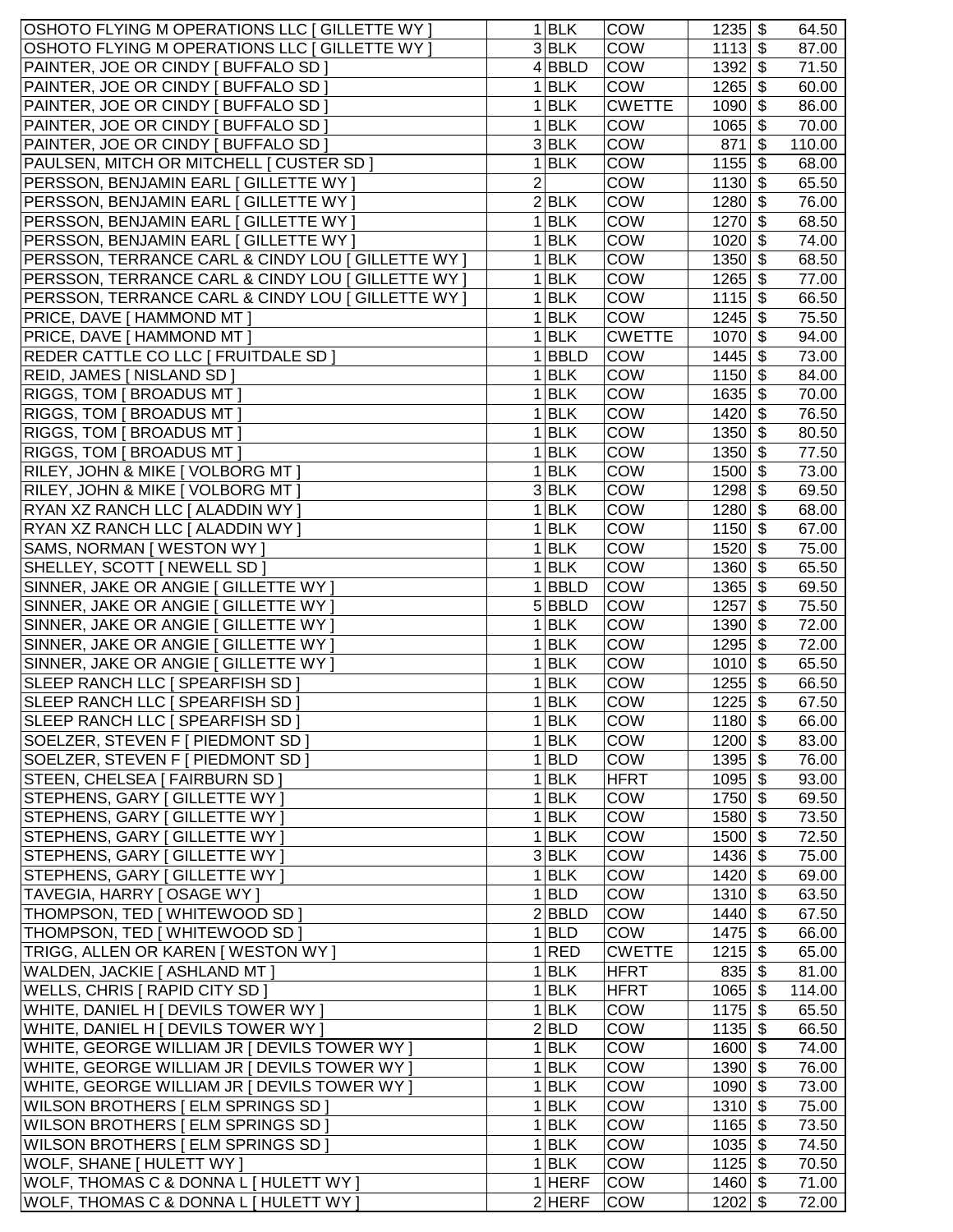| | | | | | | |
|---|---|---|---|---|---|---|
| OSHOTO FLYING M OPERATIONS LLC [ GILLETTE WY ] | 1 | BLK | COW | 1235 | $ | 64.50 |
| OSHOTO FLYING M OPERATIONS LLC [ GILLETTE WY ] | 3 | BLK | COW | 1113 | $ | 87.00 |
| PAINTER, JOE OR CINDY [ BUFFALO SD ] | 4 | BBLD | COW | 1392 | $ | 71.50 |
| PAINTER, JOE OR CINDY [ BUFFALO SD ] | 1 | BLK | COW | 1265 | $ | 60.00 |
| PAINTER, JOE OR CINDY [ BUFFALO SD ] | 1 | BLK | CWETTE | 1090 | $ | 86.00 |
| PAINTER, JOE OR CINDY [ BUFFALO SD ] | 1 | BLK | COW | 1065 | $ | 70.00 |
| PAINTER, JOE OR CINDY [ BUFFALO SD ] | 3 | BLK | COW | 871 | $ | 110.00 |
| PAULSEN, MITCH OR MITCHELL [ CUSTER SD ] | 1 | BLK | COW | 1155 | $ | 68.00 |
| PERSSON, BENJAMIN EARL [ GILLETTE WY ] | 2 | | COW | 1130 | $ | 65.50 |
| PERSSON, BENJAMIN EARL [ GILLETTE WY ] | 2 | BLK | COW | 1280 | $ | 76.00 |
| PERSSON, BENJAMIN EARL [ GILLETTE WY ] | 1 | BLK | COW | 1270 | $ | 68.50 |
| PERSSON, BENJAMIN EARL [ GILLETTE WY ] | 1 | BLK | COW | 1020 | $ | 74.00 |
| PERSSON, TERRANCE CARL & CINDY LOU [ GILLETTE WY ] | 1 | BLK | COW | 1350 | $ | 68.50 |
| PERSSON, TERRANCE CARL & CINDY LOU [ GILLETTE WY ] | 1 | BLK | COW | 1265 | $ | 77.00 |
| PERSSON, TERRANCE CARL & CINDY LOU [ GILLETTE WY ] | 1 | BLK | COW | 1115 | $ | 66.50 |
| PRICE, DAVE [ HAMMOND MT ] | 1 | BLK | COW | 1245 | $ | 75.50 |
| PRICE, DAVE [ HAMMOND MT ] | 1 | BLK | CWETTE | 1070 | $ | 94.00 |
| REDER CATTLE CO LLC [ FRUITDALE SD ] | 1 | BBLD | COW | 1445 | $ | 73.00 |
| REID, JAMES [ NISLAND SD ] | 1 | BLK | COW | 1150 | $ | 84.00 |
| RIGGS, TOM [ BROADUS MT ] | 1 | BLK | COW | 1635 | $ | 70.00 |
| RIGGS, TOM [ BROADUS MT ] | 1 | BLK | COW | 1420 | $ | 76.50 |
| RIGGS, TOM [ BROADUS MT ] | 1 | BLK | COW | 1350 | $ | 80.50 |
| RIGGS, TOM [ BROADUS MT ] | 1 | BLK | COW | 1350 | $ | 77.50 |
| RILEY, JOHN & MIKE [ VOLBORG MT ] | 1 | BLK | COW | 1500 | $ | 73.00 |
| RILEY, JOHN & MIKE [ VOLBORG MT ] | 3 | BLK | COW | 1298 | $ | 69.50 |
| RYAN XZ RANCH LLC [ ALADDIN WY ] | 1 | BLK | COW | 1280 | $ | 68.00 |
| RYAN XZ RANCH LLC [ ALADDIN WY ] | 1 | BLK | COW | 1150 | $ | 67.00 |
| SAMS, NORMAN [ WESTON WY ] | 1 | BLK | COW | 1520 | $ | 75.00 |
| SHELLEY, SCOTT [ NEWELL SD ] | 1 | BLK | COW | 1360 | $ | 65.50 |
| SINNER, JAKE OR ANGIE [ GILLETTE WY ] | 1 | BBLD | COW | 1365 | $ | 69.50 |
| SINNER, JAKE OR ANGIE [ GILLETTE WY ] | 5 | BBLD | COW | 1257 | $ | 75.50 |
| SINNER, JAKE OR ANGIE [ GILLETTE WY ] | 1 | BLK | COW | 1390 | $ | 72.00 |
| SINNER, JAKE OR ANGIE [ GILLETTE WY ] | 1 | BLK | COW | 1295 | $ | 72.00 |
| SINNER, JAKE OR ANGIE [ GILLETTE WY ] | 1 | BLK | COW | 1010 | $ | 65.50 |
| SLEEP RANCH LLC [ SPEARFISH SD ] | 1 | BLK | COW | 1255 | $ | 66.50 |
| SLEEP RANCH LLC [ SPEARFISH SD ] | 1 | BLK | COW | 1225 | $ | 67.50 |
| SLEEP RANCH LLC [ SPEARFISH SD ] | 1 | BLK | COW | 1180 | $ | 66.00 |
| SOELZER, STEVEN F [ PIEDMONT SD ] | 1 | BLK | COW | 1200 | $ | 83.00 |
| SOELZER, STEVEN F [ PIEDMONT SD ] | 1 | BLD | COW | 1395 | $ | 76.00 |
| STEEN, CHELSEA [ FAIRBURN SD ] | 1 | BLK | HFRT | 1095 | $ | 93.00 |
| STEPHENS, GARY [ GILLETTE WY ] | 1 | BLK | COW | 1750 | $ | 69.50 |
| STEPHENS, GARY [ GILLETTE WY ] | 1 | BLK | COW | 1580 | $ | 73.50 |
| STEPHENS, GARY [ GILLETTE WY ] | 1 | BLK | COW | 1500 | $ | 72.50 |
| STEPHENS, GARY [ GILLETTE WY ] | 3 | BLK | COW | 1436 | $ | 75.00 |
| STEPHENS, GARY [ GILLETTE WY ] | 1 | BLK | COW | 1420 | $ | 69.00 |
| TAVEGIA, HARRY [ OSAGE WY ] | 1 | BLD | COW | 1310 | $ | 63.50 |
| THOMPSON, TED [ WHITEWOOD SD ] | 2 | BBLD | COW | 1440 | $ | 67.50 |
| THOMPSON, TED [ WHITEWOOD SD ] | 1 | BLD | COW | 1475 | $ | 66.00 |
| TRIGG, ALLEN OR KAREN [ WESTON WY ] | 1 | RED | CWETTE | 1215 | $ | 65.00 |
| WALDEN, JACKIE [ ASHLAND MT ] | 1 | BLK | HFRT | 835 | $ | 81.00 |
| WELLS, CHRIS [ RAPID CITY SD ] | 1 | BLK | HFRT | 1065 | $ | 114.00 |
| WHITE, DANIEL H [ DEVILS TOWER WY ] | 1 | BLK | COW | 1175 | $ | 65.50 |
| WHITE, DANIEL H [ DEVILS TOWER WY ] | 2 | BLD | COW | 1135 | $ | 66.50 |
| WHITE, GEORGE WILLIAM JR [ DEVILS TOWER WY ] | 1 | BLK | COW | 1600 | $ | 74.00 |
| WHITE, GEORGE WILLIAM JR [ DEVILS TOWER WY ] | 1 | BLK | COW | 1390 | $ | 76.00 |
| WHITE, GEORGE WILLIAM JR [ DEVILS TOWER WY ] | 1 | BLK | COW | 1090 | $ | 73.00 |
| WILSON BROTHERS [ ELM SPRINGS SD ] | 1 | BLK | COW | 1310 | $ | 75.00 |
| WILSON BROTHERS [ ELM SPRINGS SD ] | 1 | BLK | COW | 1165 | $ | 73.50 |
| WILSON BROTHERS [ ELM SPRINGS SD ] | 1 | BLK | COW | 1035 | $ | 74.50 |
| WOLF, SHANE [ HULETT WY ] | 1 | BLK | COW | 1125 | $ | 70.50 |
| WOLF, THOMAS C & DONNA L [ HULETT WY ] | 1 | HERF | COW | 1460 | $ | 71.00 |
| WOLF, THOMAS C & DONNA L [ HULETT WY ] | 2 | HERF | COW | 1202 | $ | 72.00 |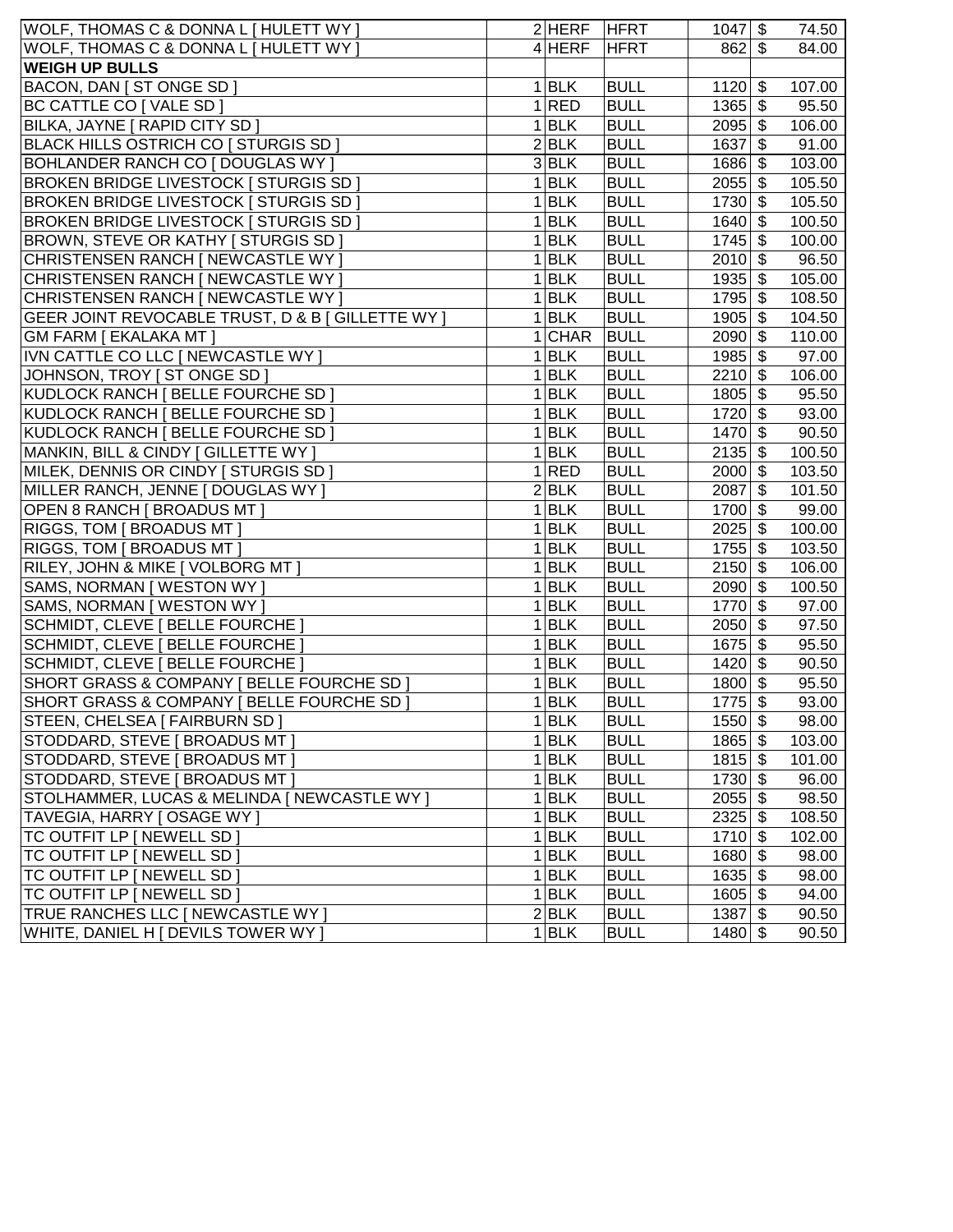| | | | | | |
|---|---|---|---|---|---|
| WOLF, THOMAS C & DONNA L [ HULETT WY ] | 2 | HERF | HFRT | 1047 | $ 74.50 |
| WOLF, THOMAS C & DONNA L [ HULETT WY ] | 4 | HERF | HFRT | 862 | $ 84.00 |
| **WEIGH UP BULLS** | | | | | |
| BACON, DAN [ ST ONGE SD ] | 1 | BLK | BULL | 1120 | $ 107.00 |
| BC CATTLE CO [ VALE SD ] | 1 | RED | BULL | 1365 | $ 95.50 |
| BILKA, JAYNE [ RAPID CITY SD ] | 1 | BLK | BULL | 2095 | $ 106.00 |
| BLACK HILLS OSTRICH CO [ STURGIS SD ] | 2 | BLK | BULL | 1637 | $ 91.00 |
| BOHLANDER RANCH CO [ DOUGLAS WY ] | 3 | BLK | BULL | 1686 | $ 103.00 |
| BROKEN BRIDGE LIVESTOCK [ STURGIS SD ] | 1 | BLK | BULL | 2055 | $ 105.50 |
| BROKEN BRIDGE LIVESTOCK [ STURGIS SD ] | 1 | BLK | BULL | 1730 | $ 105.50 |
| BROKEN BRIDGE LIVESTOCK [ STURGIS SD ] | 1 | BLK | BULL | 1640 | $ 100.50 |
| BROWN, STEVE OR KATHY [ STURGIS SD ] | 1 | BLK | BULL | 1745 | $ 100.00 |
| CHRISTENSEN RANCH [ NEWCASTLE WY ] | 1 | BLK | BULL | 2010 | $ 96.50 |
| CHRISTENSEN RANCH [ NEWCASTLE WY ] | 1 | BLK | BULL | 1935 | $ 105.00 |
| CHRISTENSEN RANCH [ NEWCASTLE WY ] | 1 | BLK | BULL | 1795 | $ 108.50 |
| GEER JOINT REVOCABLE TRUST, D & B [ GILLETTE WY ] | 1 | BLK | BULL | 1905 | $ 104.50 |
| GM FARM [ EKALAKA MT ] | 1 | CHAR | BULL | 2090 | $ 110.00 |
| IVN CATTLE CO LLC [ NEWCASTLE WY ] | 1 | BLK | BULL | 1985 | $ 97.00 |
| JOHNSON, TROY [ ST ONGE SD ] | 1 | BLK | BULL | 2210 | $ 106.00 |
| KUDLOCK RANCH [ BELLE FOURCHE SD ] | 1 | BLK | BULL | 1805 | $ 95.50 |
| KUDLOCK RANCH [ BELLE FOURCHE SD ] | 1 | BLK | BULL | 1720 | $ 93.00 |
| KUDLOCK RANCH [ BELLE FOURCHE SD ] | 1 | BLK | BULL | 1470 | $ 90.50 |
| MANKIN, BILL & CINDY [ GILLETTE WY ] | 1 | BLK | BULL | 2135 | $ 100.50 |
| MILEK, DENNIS OR CINDY [ STURGIS SD ] | 1 | RED | BULL | 2000 | $ 103.50 |
| MILLER RANCH, JENNE [ DOUGLAS WY ] | 2 | BLK | BULL | 2087 | $ 101.50 |
| OPEN 8 RANCH [ BROADUS MT ] | 1 | BLK | BULL | 1700 | $ 99.00 |
| RIGGS, TOM [ BROADUS MT ] | 1 | BLK | BULL | 2025 | $ 100.00 |
| RIGGS, TOM [ BROADUS MT ] | 1 | BLK | BULL | 1755 | $ 103.50 |
| RILEY, JOHN & MIKE [ VOLBORG MT ] | 1 | BLK | BULL | 2150 | $ 106.00 |
| SAMS, NORMAN [ WESTON WY ] | 1 | BLK | BULL | 2090 | $ 100.50 |
| SAMS, NORMAN [ WESTON WY ] | 1 | BLK | BULL | 1770 | $ 97.00 |
| SCHMIDT, CLEVE [ BELLE FOURCHE ] | 1 | BLK | BULL | 2050 | $ 97.50 |
| SCHMIDT, CLEVE [ BELLE FOURCHE ] | 1 | BLK | BULL | 1675 | $ 95.50 |
| SCHMIDT, CLEVE [ BELLE FOURCHE ] | 1 | BLK | BULL | 1420 | $ 90.50 |
| SHORT GRASS & COMPANY [ BELLE FOURCHE SD ] | 1 | BLK | BULL | 1800 | $ 95.50 |
| SHORT GRASS & COMPANY [ BELLE FOURCHE SD ] | 1 | BLK | BULL | 1775 | $ 93.00 |
| STEEN, CHELSEA [ FAIRBURN SD ] | 1 | BLK | BULL | 1550 | $ 98.00 |
| STODDARD, STEVE [ BROADUS MT ] | 1 | BLK | BULL | 1865 | $ 103.00 |
| STODDARD, STEVE [ BROADUS MT ] | 1 | BLK | BULL | 1815 | $ 101.00 |
| STODDARD, STEVE [ BROADUS MT ] | 1 | BLK | BULL | 1730 | $ 96.00 |
| STOLHAMMER, LUCAS & MELINDA [ NEWCASTLE WY ] | 1 | BLK | BULL | 2055 | $ 98.50 |
| TAVEGIA, HARRY [ OSAGE WY ] | 1 | BLK | BULL | 2325 | $ 108.50 |
| TC OUTFIT LP [ NEWELL SD ] | 1 | BLK | BULL | 1710 | $ 102.00 |
| TC OUTFIT LP [ NEWELL SD ] | 1 | BLK | BULL | 1680 | $ 98.00 |
| TC OUTFIT LP [ NEWELL SD ] | 1 | BLK | BULL | 1635 | $ 98.00 |
| TC OUTFIT LP [ NEWELL SD ] | 1 | BLK | BULL | 1605 | $ 94.00 |
| TRUE RANCHES LLC [ NEWCASTLE WY ] | 2 | BLK | BULL | 1387 | $ 90.50 |
| WHITE, DANIEL H [ DEVILS TOWER WY ] | 1 | BLK | BULL | 1480 | $ 90.50 |